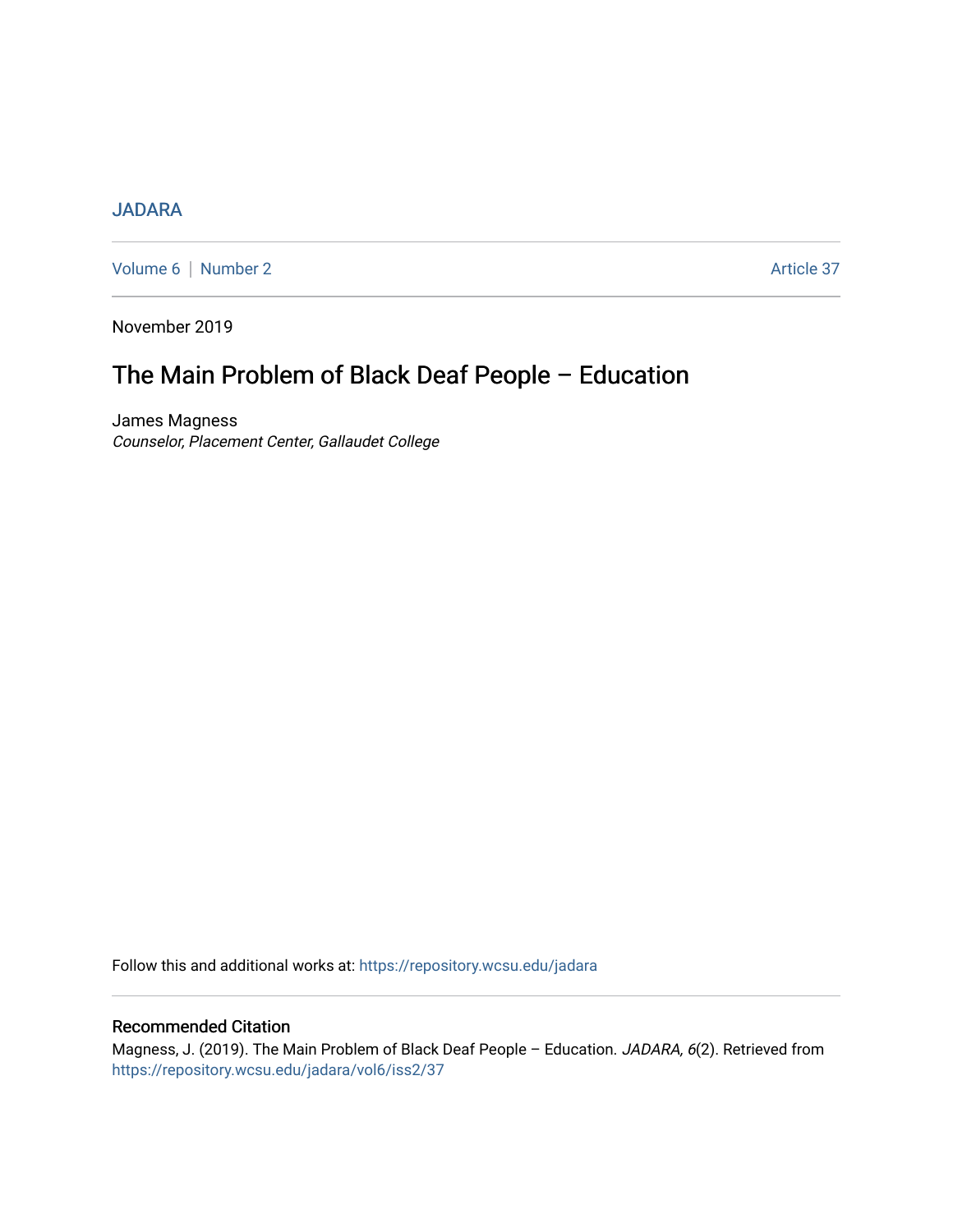JADARA

Volume 6 | Number 2 Article 37

November 2019

# The Main Problem of Black Deaf People – Education

James Magness

*Counselor, Placement Center, Gallaudet College*

Follow this and additional works at: https://repository.wcsu.edu/jadara

## Recommended Citation

Magness, J. (2019). The Main Problem of Black Deaf People – Education. *JADARA, 6*(2). Retrieved from https://repository.wcsu.edu/jadara/vol6/iss2/37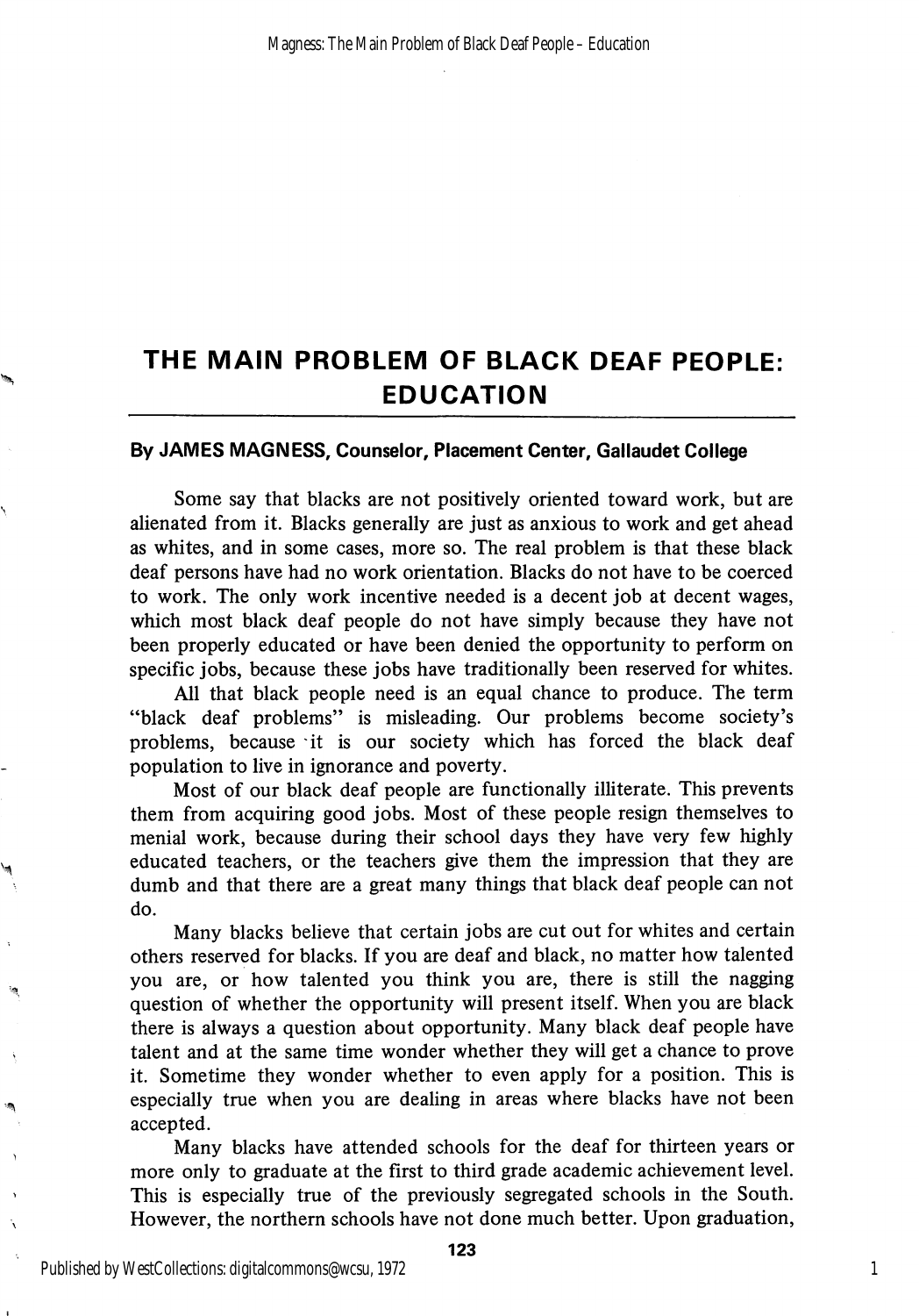# THE MAIN PROBLEM OF BLACK DEAF PEOPLE: EDUCATION

**By JAMES MAGNESS, Counselor, Placement Center, Gallaudet College**

Some say that blacks are not positively oriented toward work, but are alienated from it. Blacks generally are just as anxious to work and get ahead as whites, and in some cases, more so. The real problem is that these black deaf persons have had no work orientation. Blacks do not have to be coerced to work. The only work incentive needed is a decent job at decent wages, which most black deaf people do not have simply because they have not been properly educated or have been denied the opportunity to perform on specific jobs, because these jobs have traditionally been reserved for whites.

All that black people need is an equal chance to produce. The term "black deaf problems" is misleading. Our problems become society's problems, because it is our society which has forced the black deaf population to live in ignorance and poverty.

Most of our black deaf people are functionally illiterate. This prevents them from acquiring good jobs. Most of these people resign themselves to menial work, because during their school days they have very few highly educated teachers, or the teachers give them the impression that they are dumb and that there are a great many things that black deaf people can not do.

Many blacks believe that certain jobs are cut out for whites and certain others reserved for blacks. If you are deaf and black, no matter how talented you are, or how talented you think you are, there is still the nagging question of whether the opportunity will present itself. When you are black there is always a question about opportunity. Many black deaf people have talent and at the same time wonder whether they will get a chance to prove it. Sometime they wonder whether to even apply for a position. This is especially true when you are dealing in areas where blacks have not been accepted.

Many blacks have attended schools for the deaf for thirteen years or more only to graduate at the first to third grade academic achievement level. This is especially true of the previously segregated schools in the South. However, the northern schools have not done much better. Upon graduation,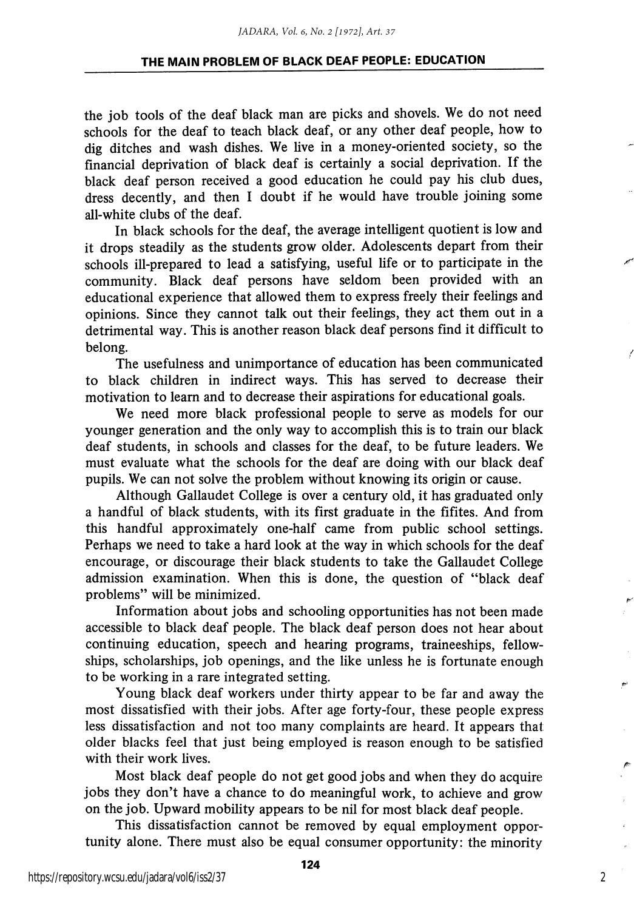the job tools of the deaf black man are picks and shovels. We do not need schools for the deaf to teach black deaf, or any other deaf people, how to dig ditches and wash dishes. We live in a money-oriented society, so the financial deprivation of black deaf is certainly a social deprivation. If the black deaf person received a good education he could pay his club dues, dress decently, and then I doubt if he would have trouble joining some all-white clubs of the deaf.

In black schools for the deaf, the average intelligent quotient is low and it drops steadily as the students grow older. Adolescents depart from their schools ill-prepared to lead a satisfying, useful life or to participate in the community. Black deaf persons have seldom been provided with an educational experience that allowed them to express freely their feelings and opinions. Since they cannot talk out their feelings, they act them out in a detrimental way. This is another reason black deaf persons find it difficult to belong.

The usefulness and unimportance of education has been communicated to black children in indirect ways. This has served to decrease their motivation to learn and to decrease their aspirations for educational goals.

We need more black professional people to serve as models for our younger generation and the only way to accomplish this is to train our black deaf students, in schools and classes for the deaf, to be future leaders. We must evaluate what the schools for the deaf are doing with our black deaf pupils. We can not solve the problem without knowing its origin or cause.

Although Gallaudet College is over a century old, it has graduated only a handful of black students, with its first graduate in the fifites. And from this handful approximately one-half came from public school settings. Perhaps we need to take a hard look at the way in which schools for the deaf encourage, or discourage their black students to take the Gallaudet College admission examination. When this is done, the question of "black deaf problems" will be minimized.

Information about jobs and schooling opportunities has not been made accessible to black deaf people. The black deaf person does not hear about continuing education, speech and hearing programs, traineeships, fellowships, scholarships, job openings, and the like unless he is fortunate enough to be working in a rare integrated setting.

Young black deaf workers under thirty appear to be far and away the most dissatisfied with their jobs. After age forty-four, these people express less dissatisfaction and not too many complaints are heard. It appears that older blacks feel that just being employed is reason enough to be satisfied with their work lives.

Most black deaf people do not get good jobs and when they do acquire jobs they don't have a chance to do meaningful work, to achieve and grow on the job. Upward mobility appears to be nil for most black deaf people.

This dissatisfaction cannot be removed by equal employment opportunity alone. There must also be equal consumer opportunity: the minority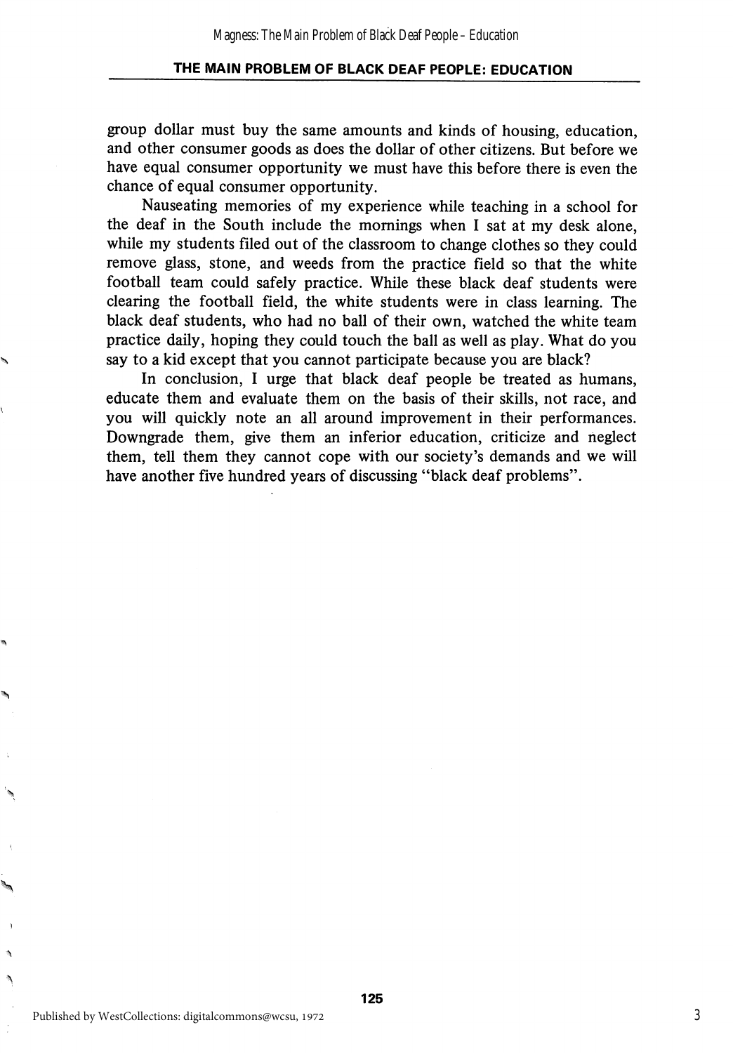group dollar must buy the same amounts and kinds of housing, education, and other consumer goods as does the dollar of other citizens. But before we have equal consumer opportunity we must have this before there is even the chance of equal consumer opportunity.

Nauseating memories of my experience while teaching in a school for the deaf in the South include the mornings when I sat at my desk alone, while my students filed out of the classroom to change clothes so they could remove glass, stone, and weeds from the practice field so that the white football team could safely practice. While these black deaf students were clearing the football field, the white students were in class learning. The black deaf students, who had no ball of their own, watched the white team practice daily, hoping they could touch the ball as well as play. What do you say to a kid except that you cannot participate because you are black?

In conclusion, I urge that black deaf people be treated as humans, educate them and evaluate them on the basis of their skills, not race, and you will quickly note an all around improvement in their performances. Downgrade them, give them an inferior education, criticize and neglect them, tell them they cannot cope with our society's demands and we will have another five hundred years of discussing "black deaf problems".